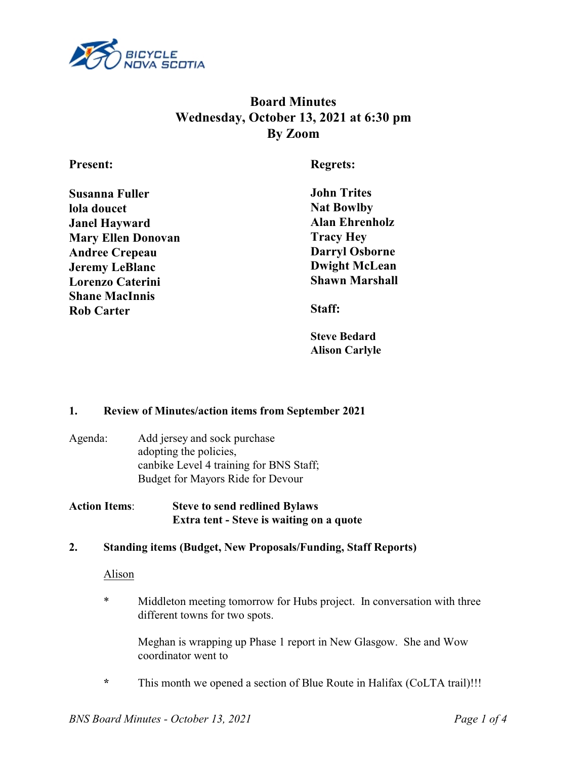# Board Minutes
## Wednesday, October 13, 2021 at 6:30 pm
## By Zoom

**Present:**

**Susanna Fuller**
**lola doucet**
**Janel Hayward**
**Mary Ellen Donovan**
**Andree Crepeau**
**Jeremy LeBlanc**
**Lorenzo Caterini**
**Shane MacInnis**
**Rob Carter**

**Regrets:**

**John Trites**
**Nat Bowlby**
**Alan Ehrenholz**
**Tracy Hey**
**Darryl Osborne**
**Dwight McLean**
**Shawn Marshall**

**Staff:**

**Steve Bedard**
**Alison Carlyle**

### 1. Review of Minutes/action items from September 2021

Agenda: Add jersey and sock purchase
adopting the policies,
canbike Level 4 training for BNS Staff;
Budget for Mayors Ride for Devour

**Action Items**: **Steve to send redlined Bylaws**
**Extra tent - Steve is waiting on a quote**

### 2. Standing items (Budget, New Proposals/Funding, Staff Reports)

Alison

* Middleton meeting tomorrow for Hubs project. In conversation with three different towns for two spots.

  Meghan is wrapping up Phase 1 report in New Glasgow. She and Wow coordinator went to

* This month we opened a section of Blue Route in Halifax (CoLTA trail)!!!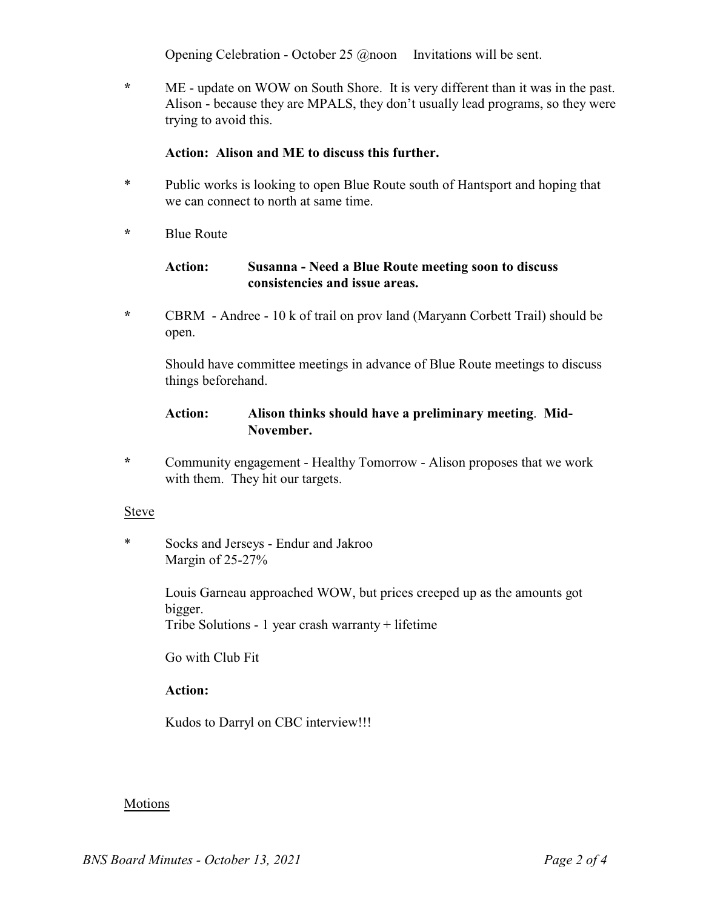Opening Celebration - October 25 @noon     Invitations will be sent.

* ME - update on WOW on South Shore. It is very different than it was in the past. Alison - because they are MPALS, they don't usually lead programs, so they were trying to avoid this.

  **Action: Alison and ME to discuss this further.**

* Public works is looking to open Blue Route south of Hantsport and hoping that we can connect to north at same time.

* Blue Route

  **Action:** **Susanna - Need a Blue Route meeting soon to discuss consistencies and issue areas.**

* CBRM - Andree - 10 k of trail on prov land (Maryann Corbett Trail) should be open.

  Should have committee meetings in advance of Blue Route meetings to discuss things beforehand.

  **Action:** **Alison thinks should have a preliminary meeting**. **Mid-November.**

* Community engagement - Healthy Tomorrow - Alison proposes that we work with them. They hit our targets.

<u>Steve</u>

* Socks and Jerseys - Endur and Jakroo
  Margin of 25-27%

  Louis Garneau approached WOW, but prices creeped up as the amounts got bigger.
  Tribe Solutions - 1 year crash warranty + lifetime

  Go with Club Fit

  **Action:**

  Kudos to Darryl on CBC interview!!!

<u>Motions</u>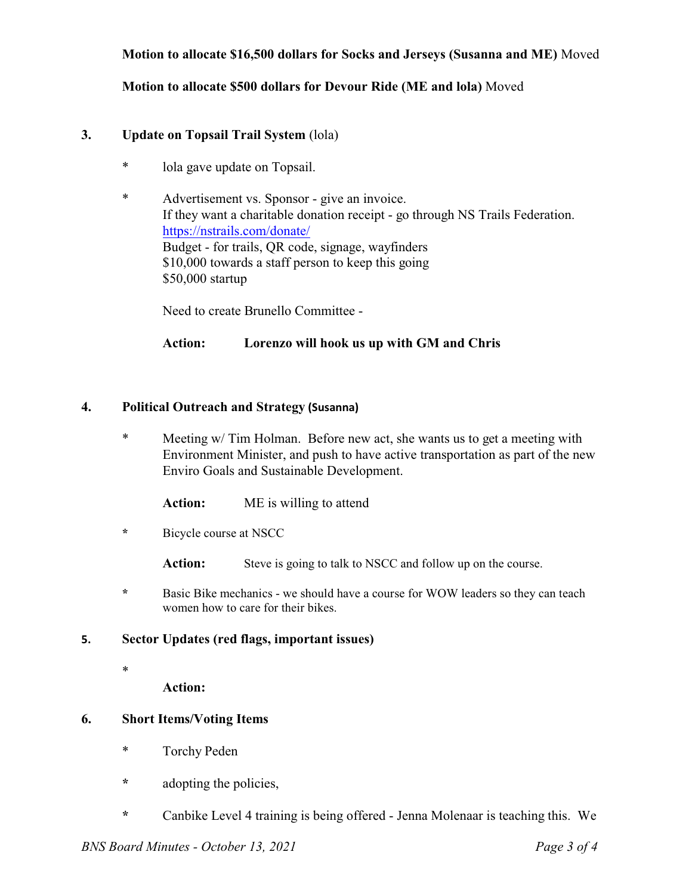**Motion to allocate $16,500 dollars for Socks and Jerseys (Susanna and ME)** Moved

**Motion to allocate $500 dollars for Devour Ride (ME and lola)** Moved

## 3. Update on Topsail Trail System (lola)

* lola gave update on Topsail.
* Advertisement vs. Sponsor - give an invoice.
  If they want a charitable donation receipt - go through NS Trails Federation.
  https://nstrails.com/donate/
  Budget - for trails, QR code, signage, wayfinders
  $10,000 towards a staff person to keep this going
  $50,000 startup

  Need to create Brunello Committee -

  **Action:** **Lorenzo will hook us up with GM and Chris**

## 4. Political Outreach and Strategy (Susanna)

* Meeting w/ Tim Holman. Before new act, she wants us to get a meeting with Environment Minister, and push to have active transportation as part of the new Enviro Goals and Sustainable Development.

  **Action:** ME is willing to attend

* Bicycle course at NSCC

  **Action:** Steve is going to talk to NSCC and follow up on the course.

* Basic Bike mechanics - we should have a course for WOW leaders so they can teach women how to care for their bikes.

## 5. Sector Updates (red flags, important issues)

*

  **Action:**

## 6. Short Items/Voting Items

* Torchy Peden
* adopting the policies,
* Canbike Level 4 training is being offered - Jenna Molenaar is teaching this. We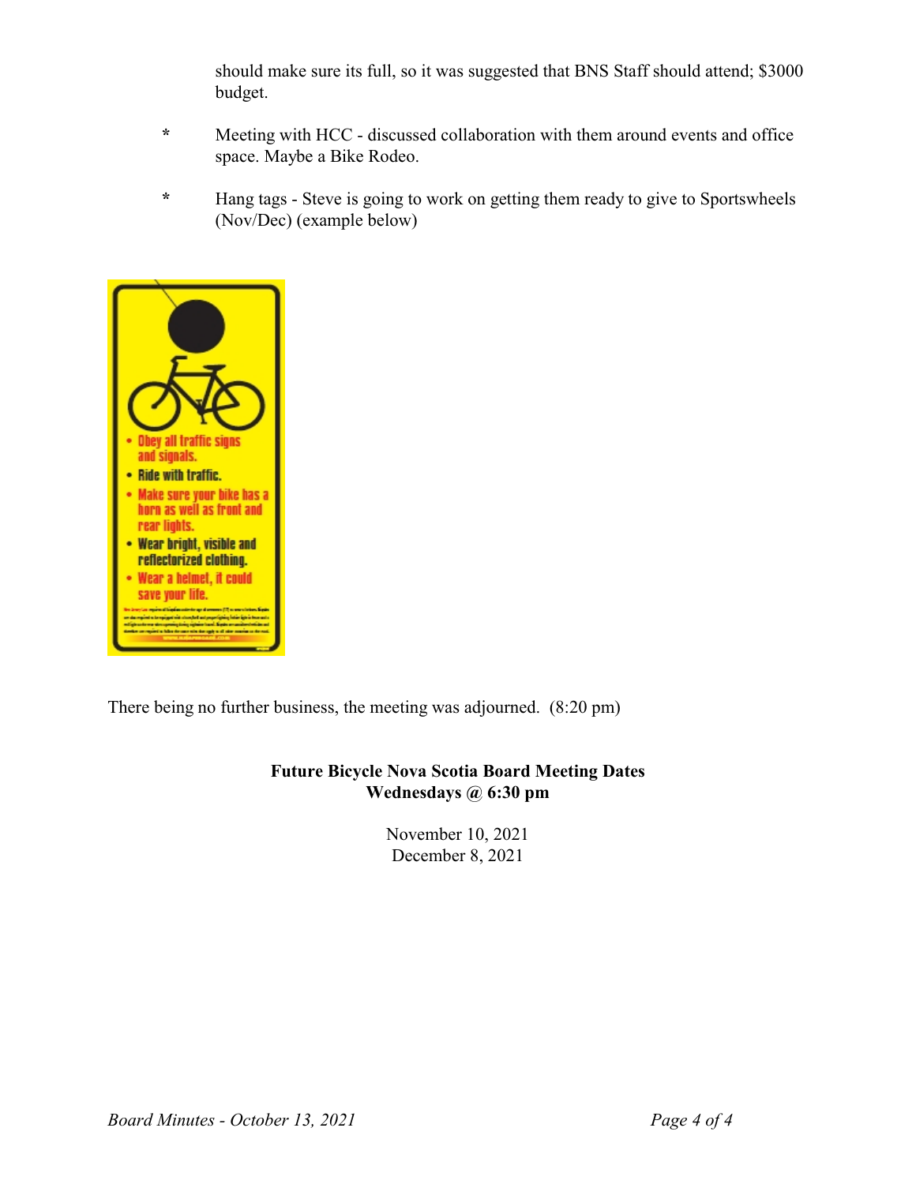should make sure its full, so it was suggested that BNS Staff should attend; $3000 budget.

* Meeting with HCC - discussed collaboration with them around events and office space. Maybe a Bike Rodeo.

* Hang tags - Steve is going to work on getting them ready to give to Sportswheels (Nov/Dec) (example below)

There being no further business, the meeting was adjourned. (8:20 pm)

**Future Bicycle Nova Scotia Board Meeting Dates**
**Wednesdays @ 6:30 pm**

November 10, 2021
December 8, 2021